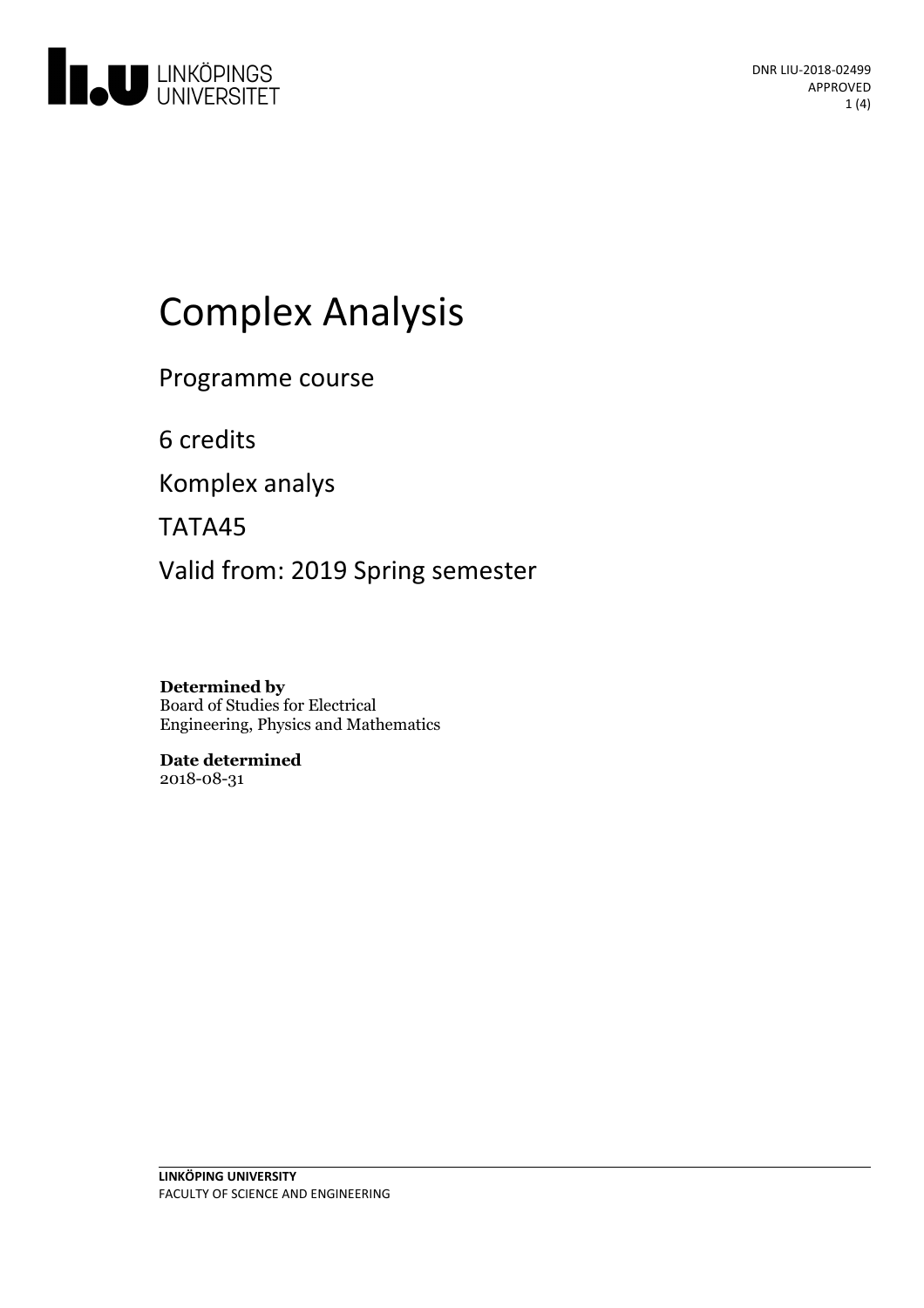DNR LIU-2018-02499
APPROVED

# Complex Analysis

Programme course

6 credits

Komplex analys

TATA45

Valid from: 2019 Spring semester

**Determined by**
Board of Studies for Electrical Engineering, Physics and Mathematics

**Date determined**
2018-08-31

**LINKÖPING UNIVERSITY**
FACULTY OF SCIENCE AND ENGINEERING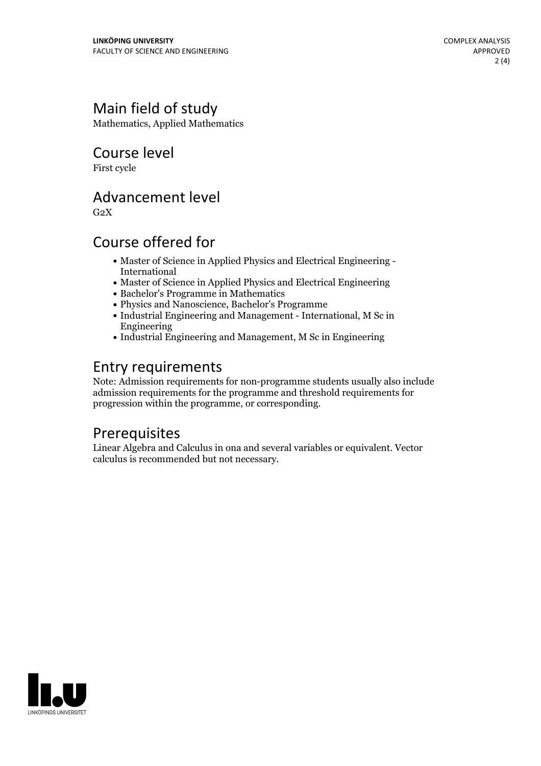## Main field of study

Mathematics, Applied Mathematics

## Course level

First cycle

## Advancement level

G2X

## Course offered for

- Master of Science in Applied Physics and Electrical Engineering - International
- Master of Science in Applied Physics and Electrical Engineering
- Bachelor's Programme in Mathematics
- Physics and Nanoscience, Bachelor's Programme
- Industrial Engineering and Management - International, M Sc in Engineering
- Industrial Engineering and Management, M Sc in Engineering

## Entry requirements

Note: Admission requirements for non-programme students usually also include admission requirements for the programme and threshold requirements for progression within the programme, or corresponding.

## Prerequisites

Linear Algebra and Calculus in ona and several variables or equivalent. Vector calculus is recommended but not necessary.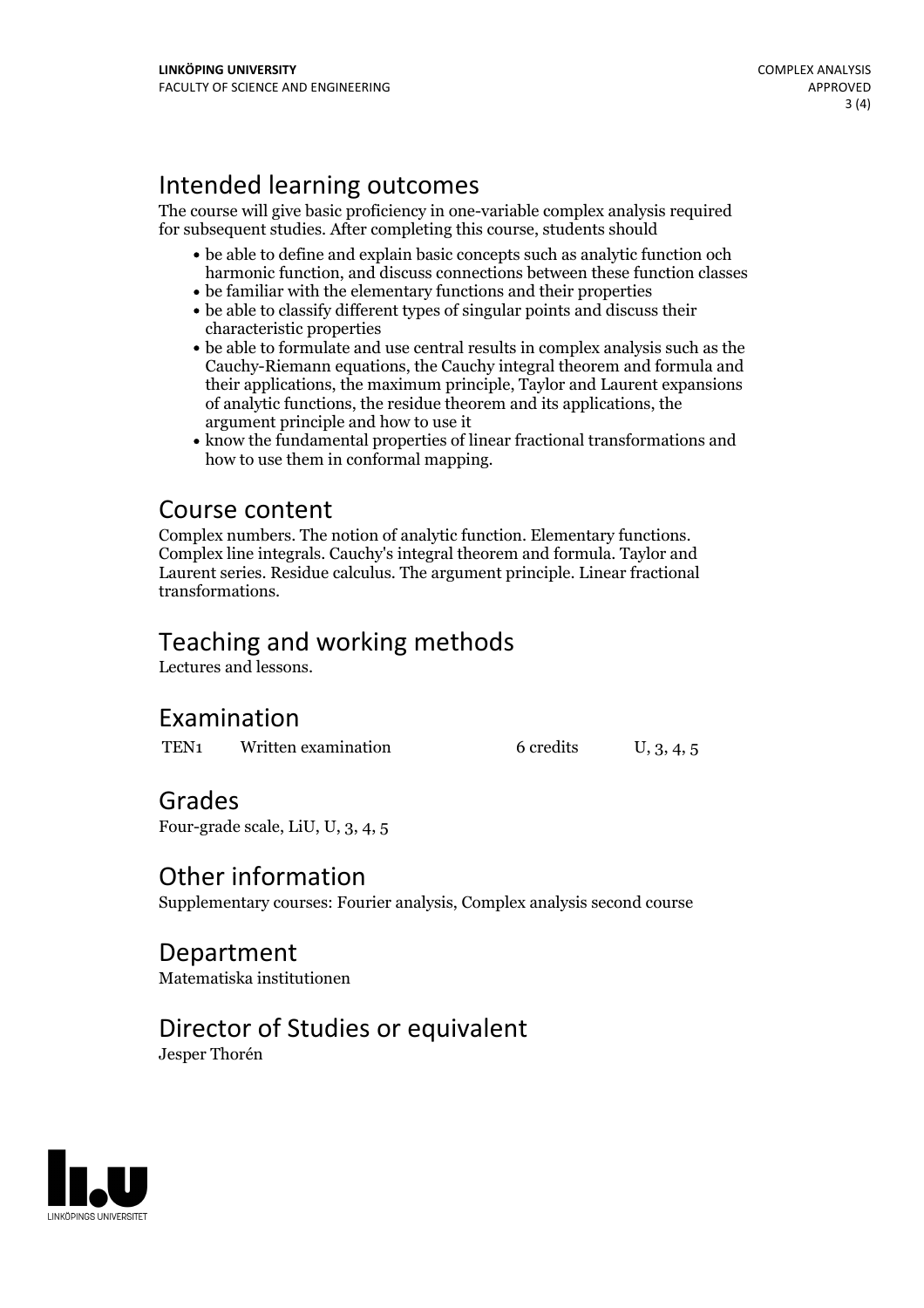## Intended learning outcomes

The course will give basic proficiency in one-variable complex analysis required for subsequent studies. After completing this course, students should

- be able to define and explain basic concepts such as analytic function och harmonic function, and discuss connections between these function classes
- be familiar with the elementary functions and their properties
- be able to classify different types of singular points and discuss their characteristic properties
- be able to formulate and use central results in complex analysis such as the Cauchy-Riemann equations, the Cauchy integral theorem and formula and their applications, the maximum principle, Taylor and Laurent expansions of analytic functions, the residue theorem and its applications, the argument principle and how to use it
- know the fundamental properties of linear fractional transformations and how to use them in conformal mapping.

## Course content

Complex numbers. The notion of analytic function. Elementary functions. Complex line integrals. Cauchy's integral theorem and formula. Taylor and Laurent series. Residue calculus. The argument principle. Linear fractional transformations.

## Teaching and working methods

Lectures and lessons.

## Examination

| | | | |
|---|---|---|---|
| TEN1 | Written examination | 6 credits | U, 3, 4, 5 |

## Grades

Four-grade scale, LiU, U, 3, 4, 5

## Other information

Supplementary courses: Fourier analysis, Complex analysis second course

## Department

Matematiska institutionen

## Director of Studies or equivalent

Jesper Thorén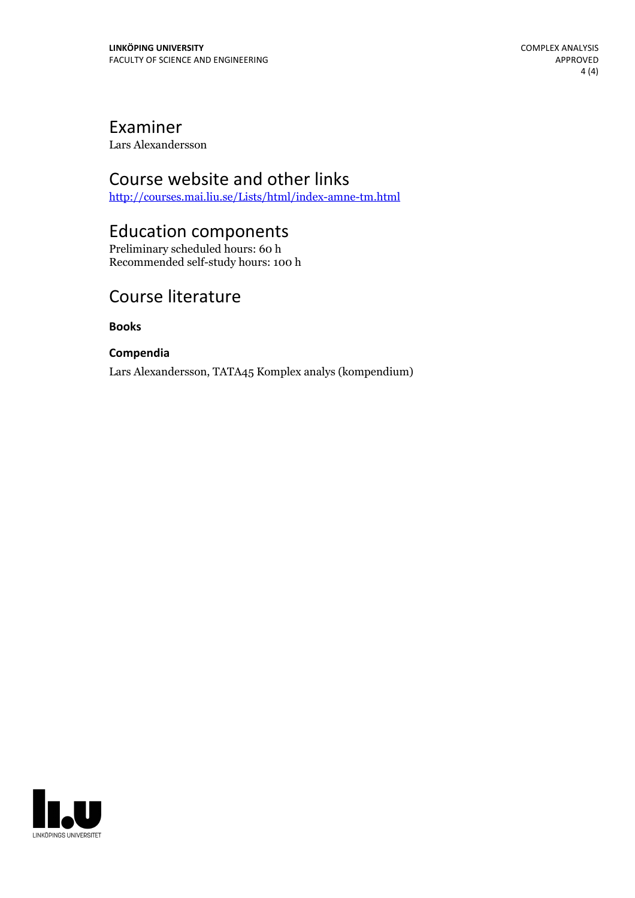## Examiner

Lars Alexandersson

## Course website and other links

http://courses.mai.liu.se/Lists/html/index-amne-tm.html

## Education components

Preliminary scheduled hours: 60 h
Recommended self-study hours: 100 h

## Course literature

**Books**

**Compendia**

Lars Alexandersson, TATA45 Komplex analys (kompendium)